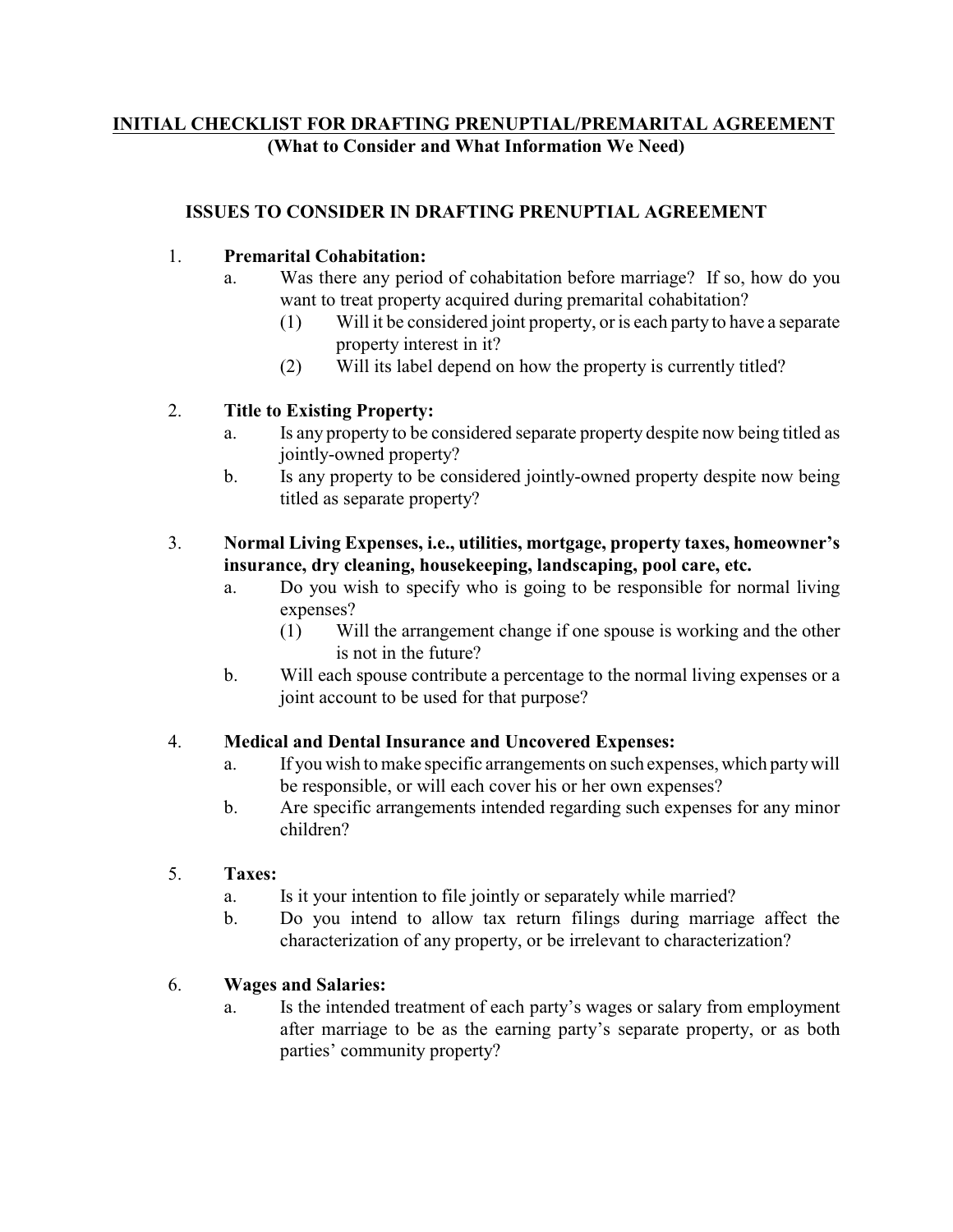# INITIAL CHECKLIST FOR DRAFTING PRENUPTIAL/PREMARITAL AGREEMENT

**(What to Consider and What Information We Need)**

## ISSUES TO CONSIDER IN DRAFTING PRENUPTIAL AGREEMENT

1. **Premarital Cohabitation:**
   - a. Was there any period of cohabitation before marriage? If so, how do you want to treat property acquired during premarital cohabitation?
     - (1) Will it be considered joint property, or is each party to have a separate property interest in it?
     - (2) Will its label depend on how the property is currently titled?

2. **Title to Existing Property:**
   - a. Is any property to be considered separate property despite now being titled as jointly-owned property?
   - b. Is any property to be considered jointly-owned property despite now being titled as separate property?

3. **Normal Living Expenses, i.e., utilities, mortgage, property taxes, homeowner's insurance, dry cleaning, housekeeping, landscaping, pool care, etc.**
   - a. Do you wish to specify who is going to be responsible for normal living expenses?
     - (1) Will the arrangement change if one spouse is working and the other is not in the future?
   - b. Will each spouse contribute a percentage to the normal living expenses or a joint account to be used for that purpose?

4. **Medical and Dental Insurance and Uncovered Expenses:**
   - a. If you wish to make specific arrangements on such expenses, which party will be responsible, or will each cover his or her own expenses?
   - b. Are specific arrangements intended regarding such expenses for any minor children?

5. **Taxes:**
   - a. Is it your intention to file jointly or separately while married?
   - b. Do you intend to allow tax return filings during marriage affect the characterization of any property, or be irrelevant to characterization?

6. **Wages and Salaries:**
   - a. Is the intended treatment of each party's wages or salary from employment after marriage to be as the earning party's separate property, or as both parties' community property?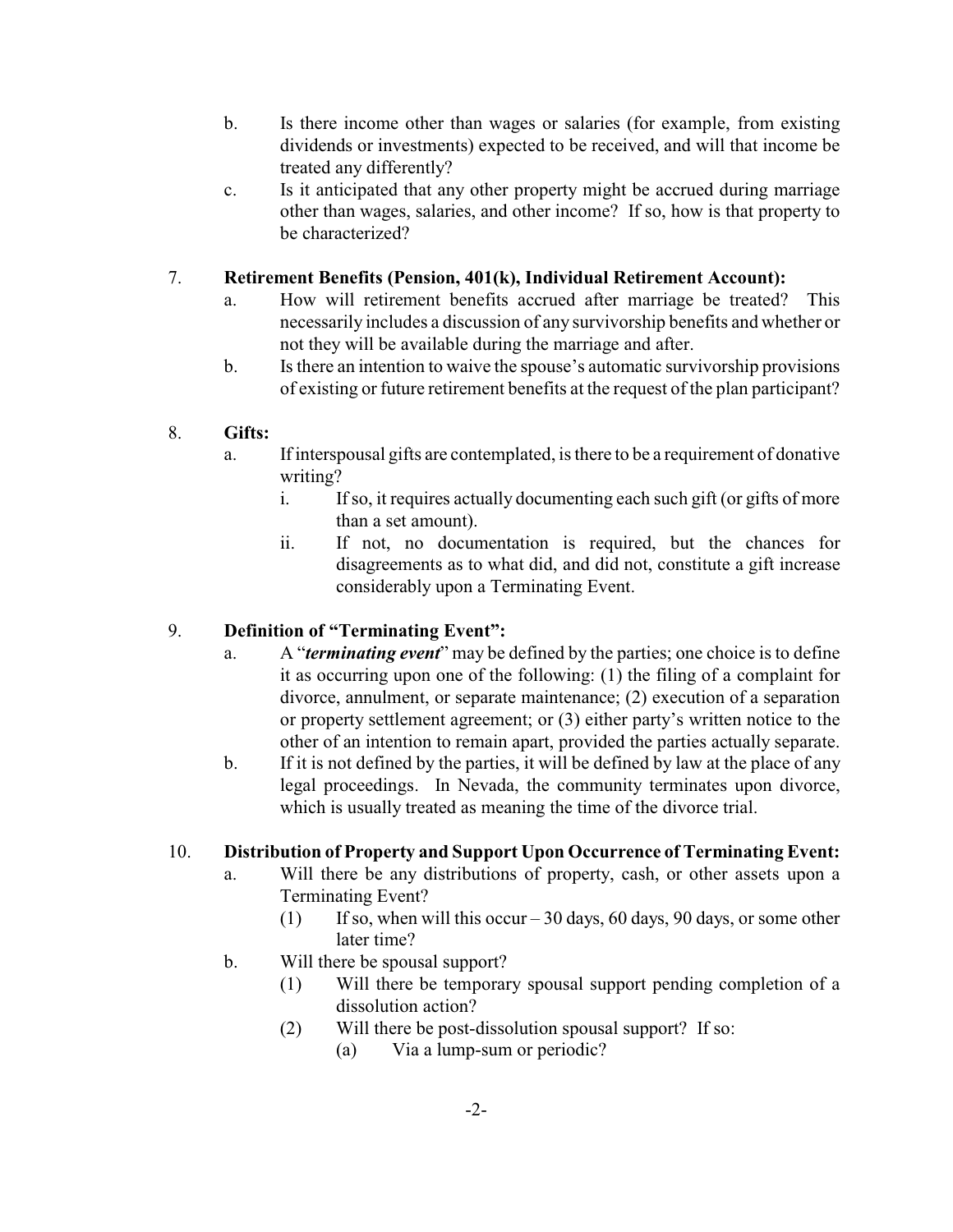b. Is there income other than wages or salaries (for example, from existing dividends or investments) expected to be received, and will that income be treated any differently?

c. Is it anticipated that any other property might be accrued during marriage other than wages, salaries, and other income? If so, how is that property to be characterized?

7. **Retirement Benefits (Pension, 401(k), Individual Retirement Account):**

   a. How will retirement benefits accrued after marriage be treated? This necessarily includes a discussion of any survivorship benefits and whether or not they will be available during the marriage and after.

   b. Is there an intention to waive the spouse's automatic survivorship provisions of existing or future retirement benefits at the request of the plan participant?

8. **Gifts:**

   a. If interspousal gifts are contemplated, is there to be a requirement of donative writing?

      i. If so, it requires actually documenting each such gift (or gifts of more than a set amount).

      ii. If not, no documentation is required, but the chances for disagreements as to what did, and did not, constitute a gift increase considerably upon a Terminating Event.

9. **Definition of "Terminating Event":**

   a. A "***terminating event***" may be defined by the parties; one choice is to define it as occurring upon one of the following: (1) the filing of a complaint for divorce, annulment, or separate maintenance; (2) execution of a separation or property settlement agreement; or (3) either party's written notice to the other of an intention to remain apart, provided the parties actually separate.

   b. If it is not defined by the parties, it will be defined by law at the place of any legal proceedings. In Nevada, the community terminates upon divorce, which is usually treated as meaning the time of the divorce trial.

10. **Distribution of Property and Support Upon Occurrence of Terminating Event:**

    a. Will there be any distributions of property, cash, or other assets upon a Terminating Event?

       (1) If so, when will this occur – 30 days, 60 days, 90 days, or some other later time?

    b. Will there be spousal support?

       (1) Will there be temporary spousal support pending completion of a dissolution action?

       (2) Will there be post-dissolution spousal support? If so:

          (a) Via a lump-sum or periodic?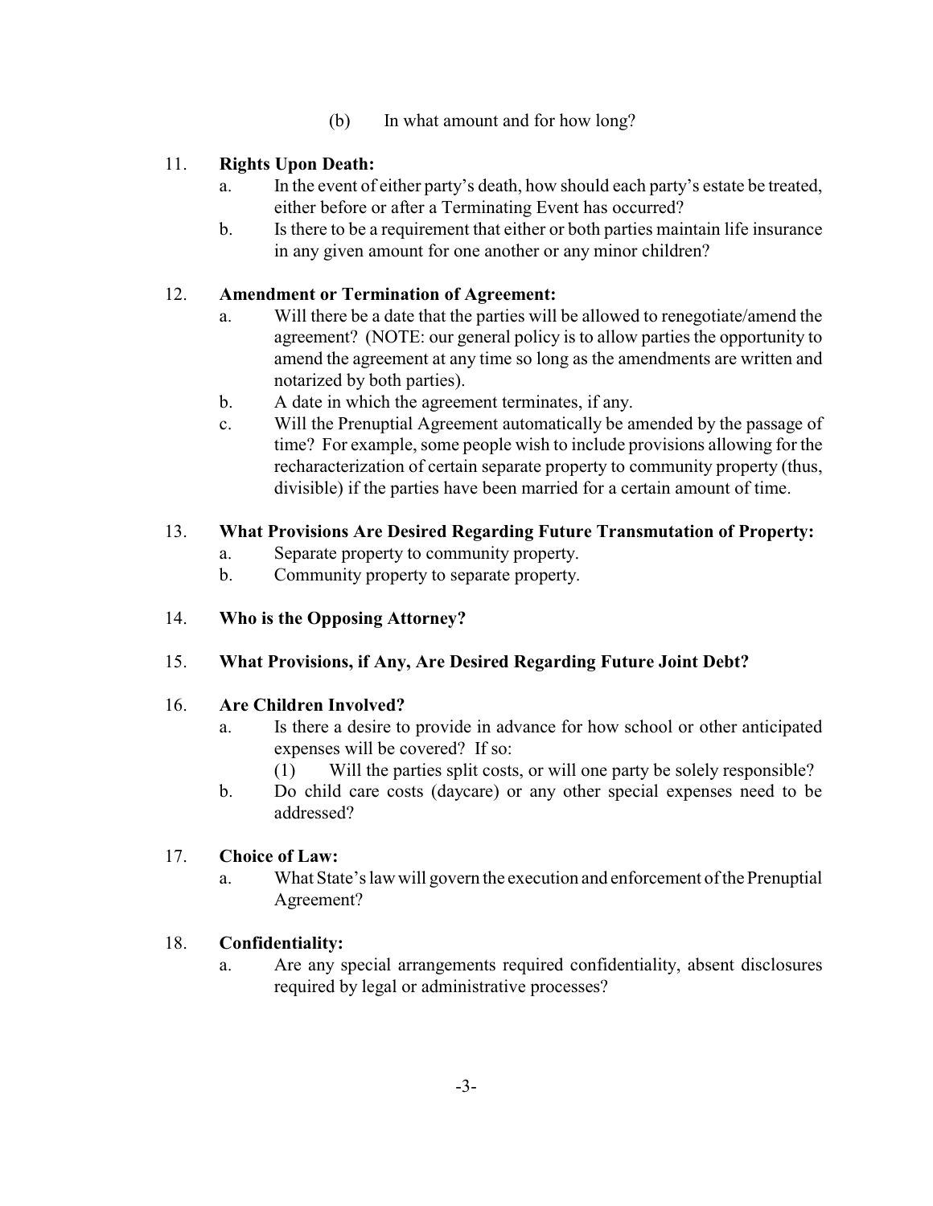(b) In what amount and for how long?

11. **Rights Upon Death:**
    a. In the event of either party's death, how should each party's estate be treated, either before or after a Terminating Event has occurred?
    b. Is there to be a requirement that either or both parties maintain life insurance in any given amount for one another or any minor children?

12. **Amendment or Termination of Agreement:**
    a. Will there be a date that the parties will be allowed to renegotiate/amend the agreement? (NOTE: our general policy is to allow parties the opportunity to amend the agreement at any time so long as the amendments are written and notarized by both parties).
    b. A date in which the agreement terminates, if any.
    c. Will the Prenuptial Agreement automatically be amended by the passage of time? For example, some people wish to include provisions allowing for the recharacterization of certain separate property to community property (thus, divisible) if the parties have been married for a certain amount of time.

13. **What Provisions Are Desired Regarding Future Transmutation of Property:**
    a. Separate property to community property.
    b. Community property to separate property.

14. **Who is the Opposing Attorney?**

15. **What Provisions, if Any, Are Desired Regarding Future Joint Debt?**

16. **Are Children Involved?**
    a. Is there a desire to provide in advance for how school or other anticipated expenses will be covered? If so:
       (1) Will the parties split costs, or will one party be solely responsible?
    b. Do child care costs (daycare) or any other special expenses need to be addressed?

17. **Choice of Law:**
    a. What State's law will govern the execution and enforcement of the Prenuptial Agreement?

18. **Confidentiality:**
    a. Are any special arrangements required confidentiality, absent disclosures required by legal or administrative processes?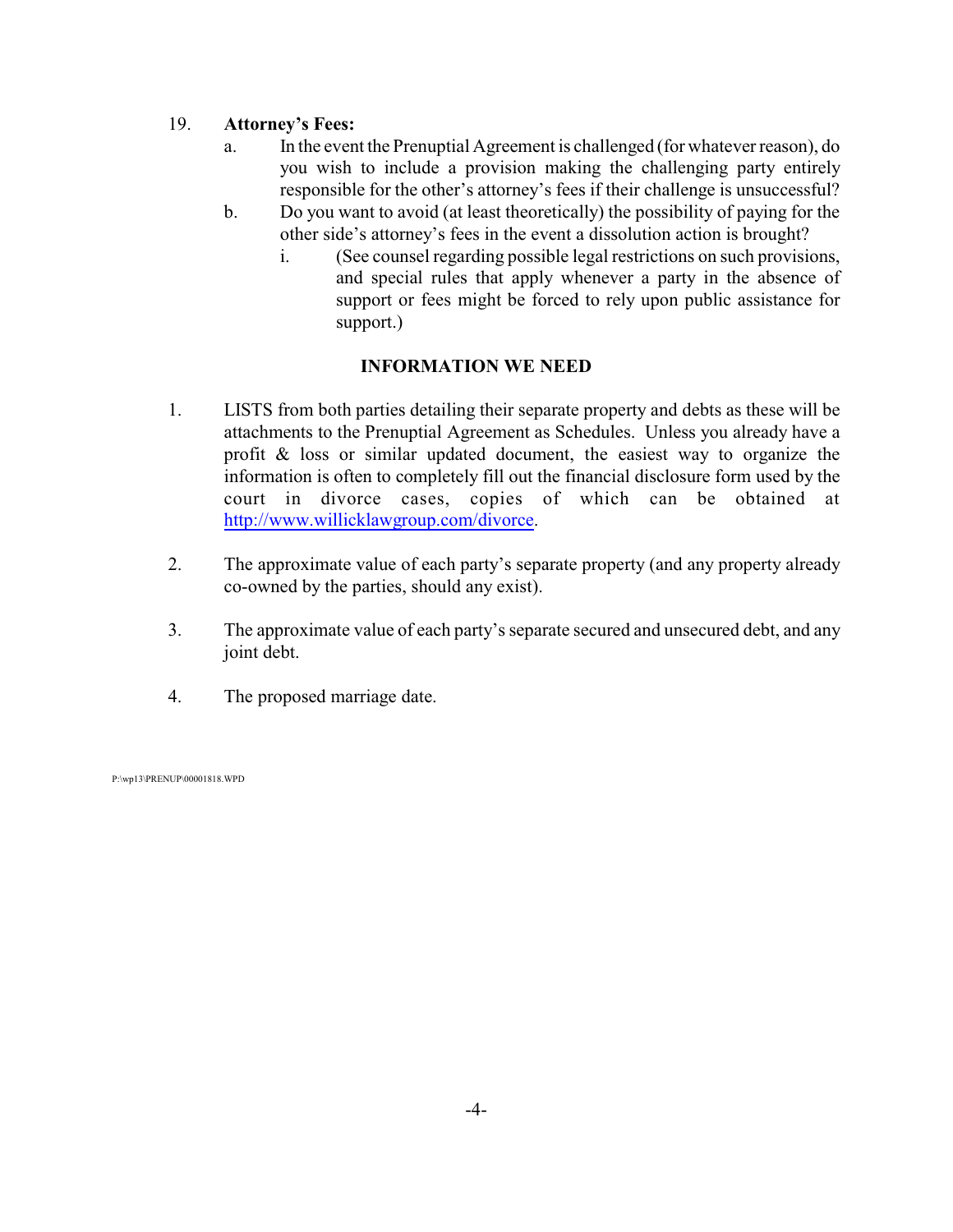19. **Attorney's Fees:**
    a. In the event the Prenuptial Agreement is challenged (for whatever reason), do you wish to include a provision making the challenging party entirely responsible for the other's attorney's fees if their challenge is unsuccessful?
    b. Do you want to avoid (at least theoretically) the possibility of paying for the other side's attorney's fees in the event a dissolution action is brought?
        i. (See counsel regarding possible legal restrictions on such provisions, and special rules that apply whenever a party in the absence of support or fees might be forced to rely upon public assistance for support.)

**INFORMATION WE NEED**

1. LISTS from both parties detailing their separate property and debts as these will be attachments to the Prenuptial Agreement as Schedules. Unless you already have a profit & loss or similar updated document, the easiest way to organize the information is often to completely fill out the financial disclosure form used by the court in divorce cases, copies of which can be obtained at http://www.willicklawgroup.com/divorce.

2. The approximate value of each party's separate property (and any property already co-owned by the parties, should any exist).

3. The approximate value of each party's separate secured and unsecured debt, and any joint debt.

4. The proposed marriage date.

P:\wp13\PRENUP\00001818.WPD